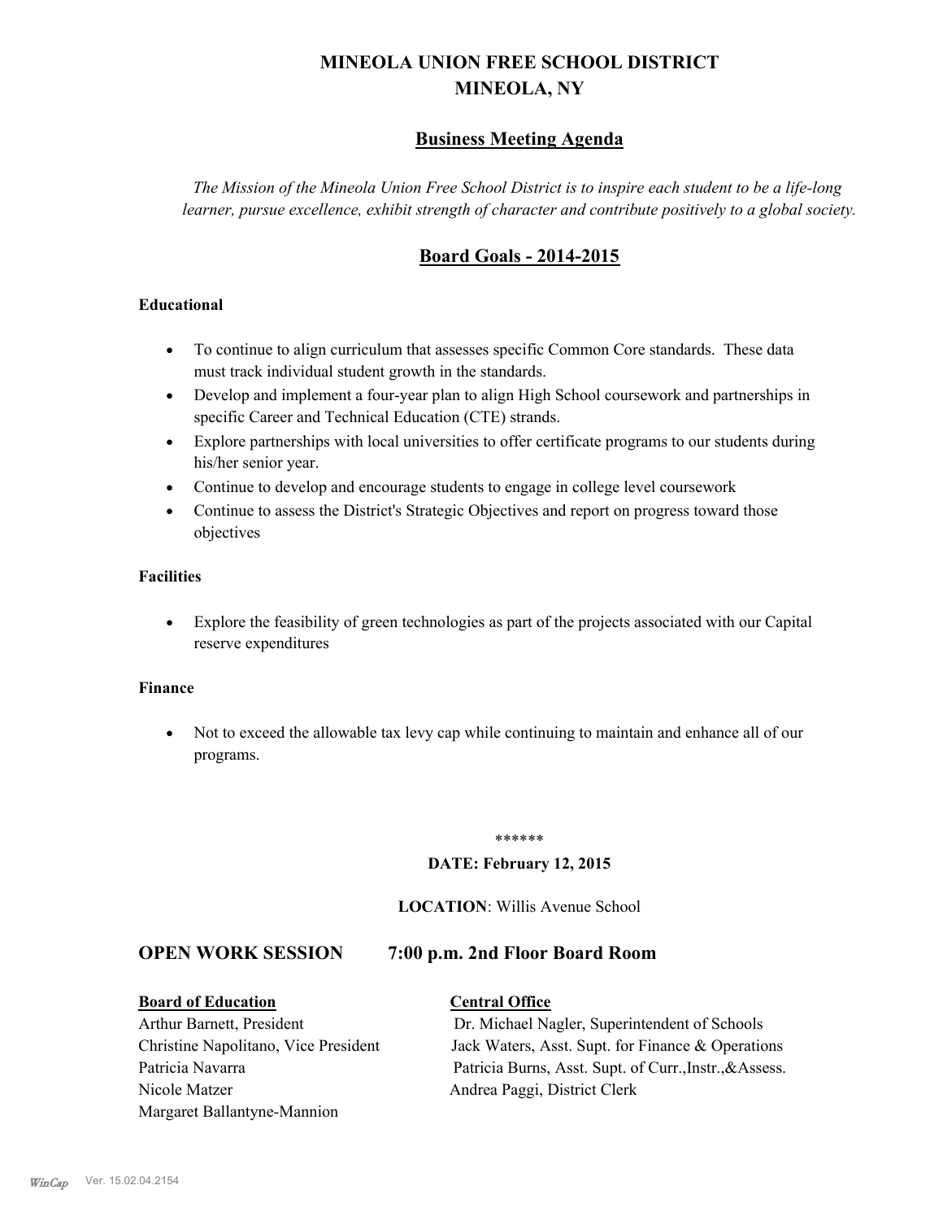# MINEOLA UNION FREE SCHOOL DISTRICT
# MINEOLA, NY

## Business Meeting Agenda

*The Mission of the Mineola Union Free School District is to inspire each student to be a life-long learner, pursue excellence, exhibit strength of character and contribute positively to a global society.*

## Board Goals - 2014-2015

**Educational**

- To continue to align curriculum that assesses specific Common Core standards. These data must track individual student growth in the standards.
- Develop and implement a four-year plan to align High School coursework and partnerships in specific Career and Technical Education (CTE) strands.
- Explore partnerships with local universities to offer certificate programs to our students during his/her senior year.
- Continue to develop and encourage students to engage in college level coursework
- Continue to assess the District's Strategic Objectives and report on progress toward those objectives

**Facilities**

- Explore the feasibility of green technologies as part of the projects associated with our Capital reserve expenditures

**Finance**

- Not to exceed the allowable tax levy cap while continuing to maintain and enhance all of our programs.

******

**DATE: February 12, 2015**

**LOCATION**: Willis Avenue School

## OPEN WORK SESSION 7:00 p.m. 2nd Floor Board Room

| **Board of Education** | **Central Office** |
|---|---|
| Arthur Barnett, President | Dr. Michael Nagler, Superintendent of Schools |
| Christine Napolitano, Vice President | Jack Waters, Asst. Supt. for Finance & Operations |
| Patricia Navarra | Patricia Burns, Asst. Supt. of Curr.,Instr.,&Assess. |
| Nicole Matzer | Andrea Paggi, District Clerk |
| Margaret Ballantyne-Mannion | |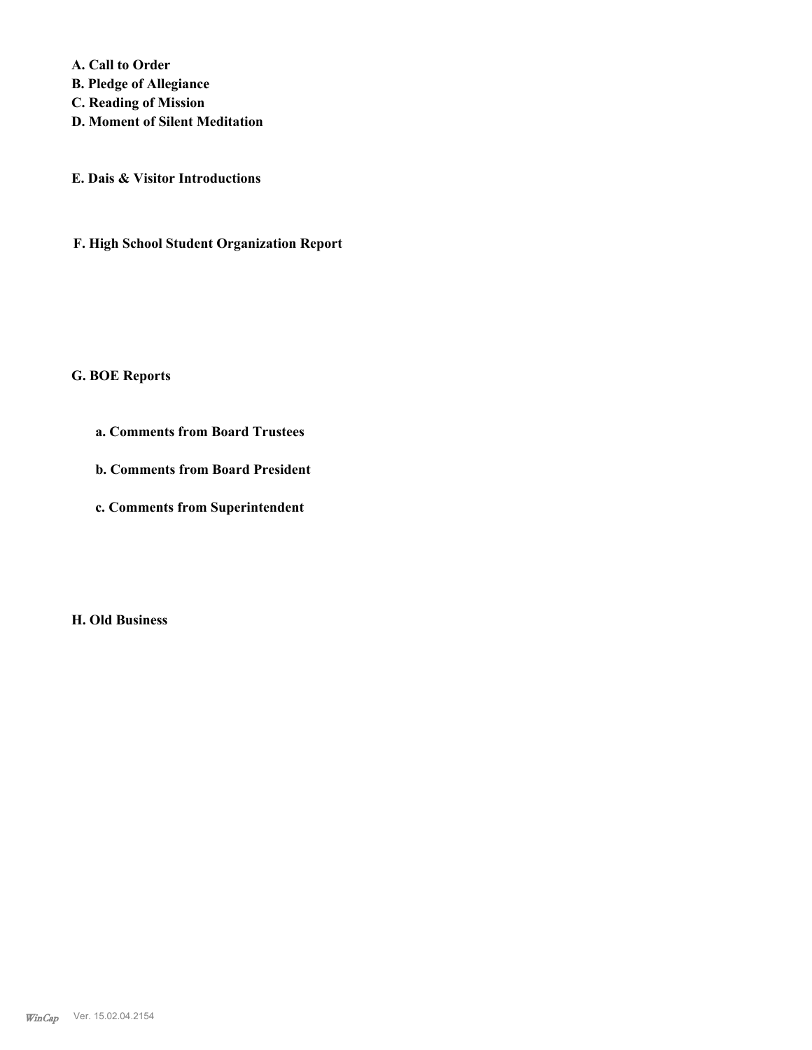**A. Call to Order**
**B. Pledge of Allegiance**
**C. Reading of Mission**
**D. Moment of Silent Meditation**

**E. Dais & Visitor Introductions**

**F. High School Student Organization Report**

**G. BOE Reports**

**a. Comments from Board Trustees**

**b. Comments from Board President**

**c. Comments from Superintendent**

**H. Old Business**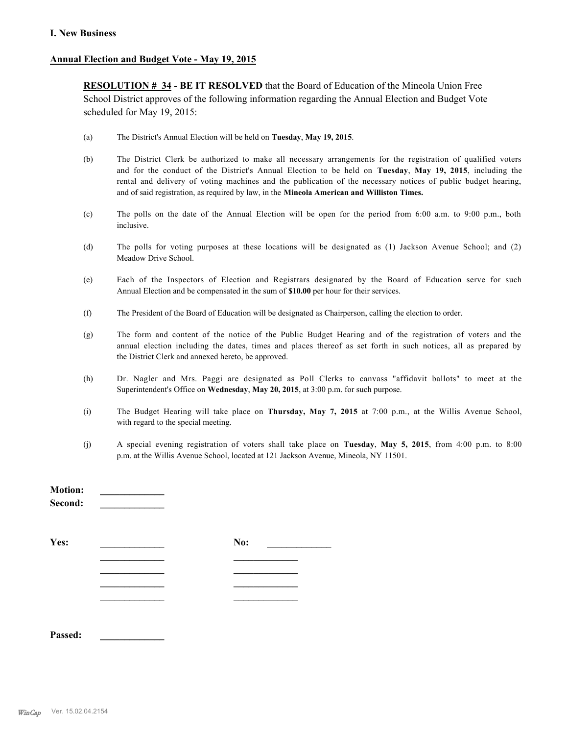## I. New Business

### Annual Election and Budget Vote - May 19, 2015

**RESOLUTION # 34 - BE IT RESOLVED** that the Board of Education of the Mineola Union Free School District approves of the following information regarding the Annual Election and Budget Vote scheduled for May 19, 2015:

(a) The District's Annual Election will be held on **Tuesday**, **May 19, 2015**.

(b) The District Clerk be authorized to make all necessary arrangements for the registration of qualified voters and for the conduct of the District's Annual Election to be held on **Tuesday**, **May 19, 2015**, including the rental and delivery of voting machines and the publication of the necessary notices of public budget hearing, and of said registration, as required by law, in the **Mineola American and Williston Times.**

(c) The polls on the date of the Annual Election will be open for the period from 6:00 a.m. to 9:00 p.m., both inclusive.

(d) The polls for voting purposes at these locations will be designated as (1) Jackson Avenue School; and (2) Meadow Drive School.

(e) Each of the Inspectors of Election and Registrars designated by the Board of Education serve for such Annual Election and be compensated in the sum of **$10.00** per hour for their services.

(f) The President of the Board of Education will be designated as Chairperson, calling the election to order.

(g) The form and content of the notice of the Public Budget Hearing and of the registration of voters and the annual election including the dates, times and places thereof as set forth in such notices, all as prepared by the District Clerk and annexed hereto, be approved.

(h) Dr. Nagler and Mrs. Paggi are designated as Poll Clerks to canvass "affidavit ballots" to meet at the Superintendent's Office on **Wednesday**, **May 20, 2015**, at 3:00 p.m. for such purpose.

(i) The Budget Hearing will take place on **Thursday, May 7, 2015** at 7:00 p.m., at the Willis Avenue School, with regard to the special meeting.

(j) A special evening registration of voters shall take place on **Tuesday**, **May 5, 2015**, from 4:00 p.m. to 8:00 p.m. at the Willis Avenue School, located at 121 Jackson Avenue, Mineola, NY 11501.

**Motion:** _____________
**Second:** _____________

**Yes:** _____________ **No:** _____________
_____________ _____________
_____________ _____________
_____________ _____________
_____________ _____________

**Passed:** _____________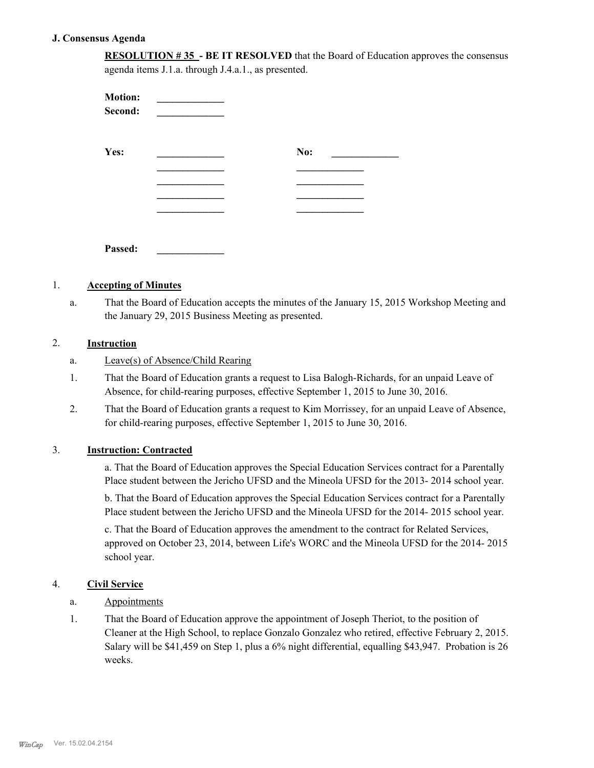## J. Consensus Agenda

**RESOLUTION # 35 - BE IT RESOLVED** that the Board of Education approves the consensus agenda items J.1.a. through J.4.a.1., as presented.

**Motion:** _____________
**Second:** _____________

**Yes:** _____________ **No:** _____________
_____________ _____________
_____________ _____________
_____________ _____________
_____________ _____________

**Passed:** _____________

1. **Accepting of Minutes**

   a. That the Board of Education accepts the minutes of the January 15, 2015 Workshop Meeting and the January 29, 2015 Business Meeting as presented.

2. **Instruction**

   a. Leave(s) of Absence/Child Rearing

   1. That the Board of Education grants a request to Lisa Balogh-Richards, for an unpaid Leave of Absence, for child-rearing purposes, effective September 1, 2015 to June 30, 2016.
   2. That the Board of Education grants a request to Kim Morrissey, for an unpaid Leave of Absence, for child-rearing purposes, effective September 1, 2015 to June 30, 2016.

3. **Instruction: Contracted**

   a. That the Board of Education approves the Special Education Services contract for a Parentally Place student between the Jericho UFSD and the Mineola UFSD for the 2013- 2014 school year.

   b. That the Board of Education approves the Special Education Services contract for a Parentally Place student between the Jericho UFSD and the Mineola UFSD for the 2014- 2015 school year.

   c. That the Board of Education approves the amendment to the contract for Related Services, approved on October 23, 2014, between Life's WORC and the Mineola UFSD for the 2014- 2015 school year.

4. **Civil Service**

   a. Appointments

   1. That the Board of Education approve the appointment of Joseph Theriot, to the position of Cleaner at the High School, to replace Gonzalo Gonzalez who retired, effective February 2, 2015. Salary will be $41,459 on Step 1, plus a 6% night differential, equalling $43,947. Probation is 26 weeks.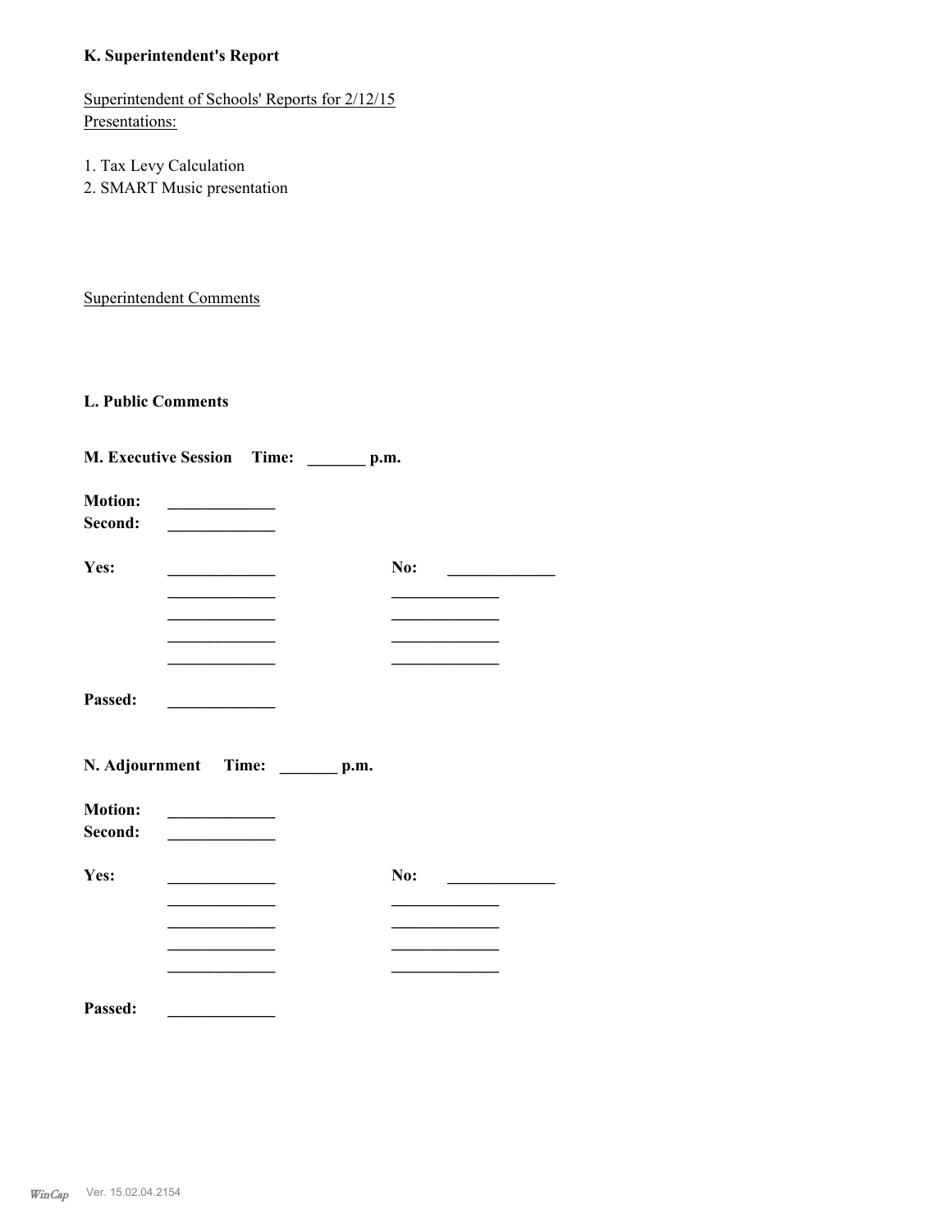**K. Superintendent's Report**

Superintendent of Schools' Reports for 2/12/15
Presentations:

1. Tax Levy Calculation
2. SMART Music presentation

Superintendent Comments

**L. Public Comments**

**M. Executive Session Time: _______ p.m.**

**Motion:** _____________
**Second:** _____________

| | | | |
|---|---|---|---|
| **Yes:** | _____________ | **No:** | _____________ |
| | _____________ | | _____________ |
| | _____________ | | _____________ |
| | _____________ | | _____________ |
| | _____________ | | _____________ |

**Passed:** _____________

**N. Adjournment Time: _______ p.m.**

**Motion:** _____________
**Second:** _____________

| | | | |
|---|---|---|---|
| **Yes:** | _____________ | **No:** | _____________ |
| | _____________ | | _____________ |
| | _____________ | | _____________ |
| | _____________ | | _____________ |
| | _____________ | | _____________ |

**Passed:** _____________